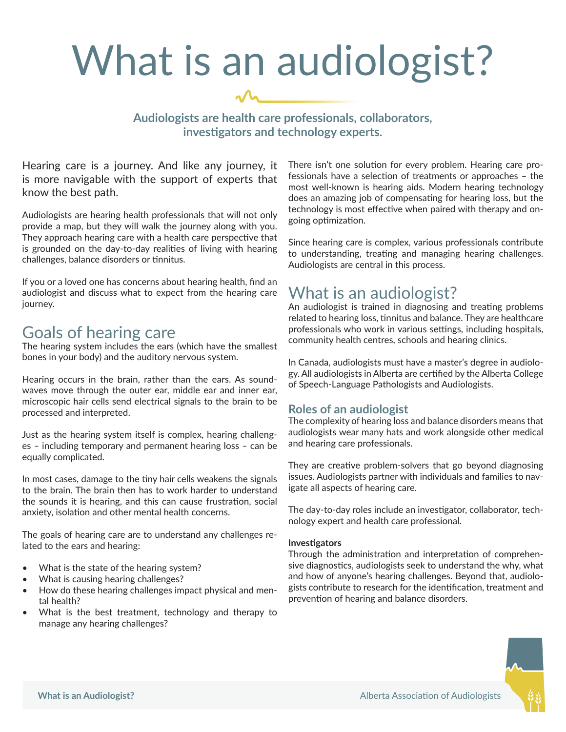# What is an audiologist?

**Audiologists are health care professionals, collaborators, investigators and technology experts.**

Hearing care is a journey. And like any journey, it is more navigable with the support of experts that know the best path.

Audiologists are hearing health professionals that will not only provide a map, but they will walk the journey along with you. They approach hearing care with a health care perspective that is grounded on the day-to-day realities of living with hearing challenges, balance disorders or tinnitus.

If you or a loved one has concerns about hearing health, find an audiologist and discuss what to expect from the hearing care journey.

## Goals of hearing care

The hearing system includes the ears (which have the smallest bones in your body) and the auditory nervous system.

Hearing occurs in the brain, rather than the ears. As soundwaves move through the outer ear, middle ear and inner ear, microscopic hair cells send electrical signals to the brain to be processed and interpreted.

Just as the hearing system itself is complex, hearing challenges – including temporary and permanent hearing loss – can be equally complicated.

In most cases, damage to the tiny hair cells weakens the signals to the brain. The brain then has to work harder to understand the sounds it is hearing, and this can cause frustration, social anxiety, isolation and other mental health concerns.

The goals of hearing care are to understand any challenges related to the ears and hearing:

- What is the state of the hearing system?
- What is causing hearing challenges?
- How do these hearing challenges impact physical and mental health?
- What is the best treatment, technology and therapy to manage any hearing challenges?

There isn't one solution for every problem. Hearing care professionals have a selection of treatments or approaches – the most well-known is hearing aids. Modern hearing technology does an amazing job of compensating for hearing loss, but the technology is most effective when paired with therapy and ongoing optimization.

Since hearing care is complex, various professionals contribute to understanding, treating and managing hearing challenges. Audiologists are central in this process.

## What is an audiologist?

An audiologist is trained in diagnosing and treating problems related to hearing loss, tinnitus and balance. They are healthcare professionals who work in various settings, including hospitals, community health centres, schools and hearing clinics.

In Canada, audiologists must have a master's degree in audiology. All audiologists in Alberta are certified by the Alberta College of Speech-Language Pathologists and Audiologists.

### Roles of an audiologist

The complexity of hearing loss and balance disorders means that audiologists wear many hats and work alongside other medical and hearing care professionals.

They are creative problem-solvers that go beyond diagnosing issues. Audiologists partner with individuals and families to navigate all aspects of hearing care.

The day-to-day roles include an investigator, collaborator, technology expert and health care professional.

**Investigators**

Through the administration and interpretation of comprehensive diagnostics, audiologists seek to understand the why, what and how of anyone's hearing challenges. Beyond that, audiologists contribute to research for the identification, treatment and prevention of hearing and balance disorders.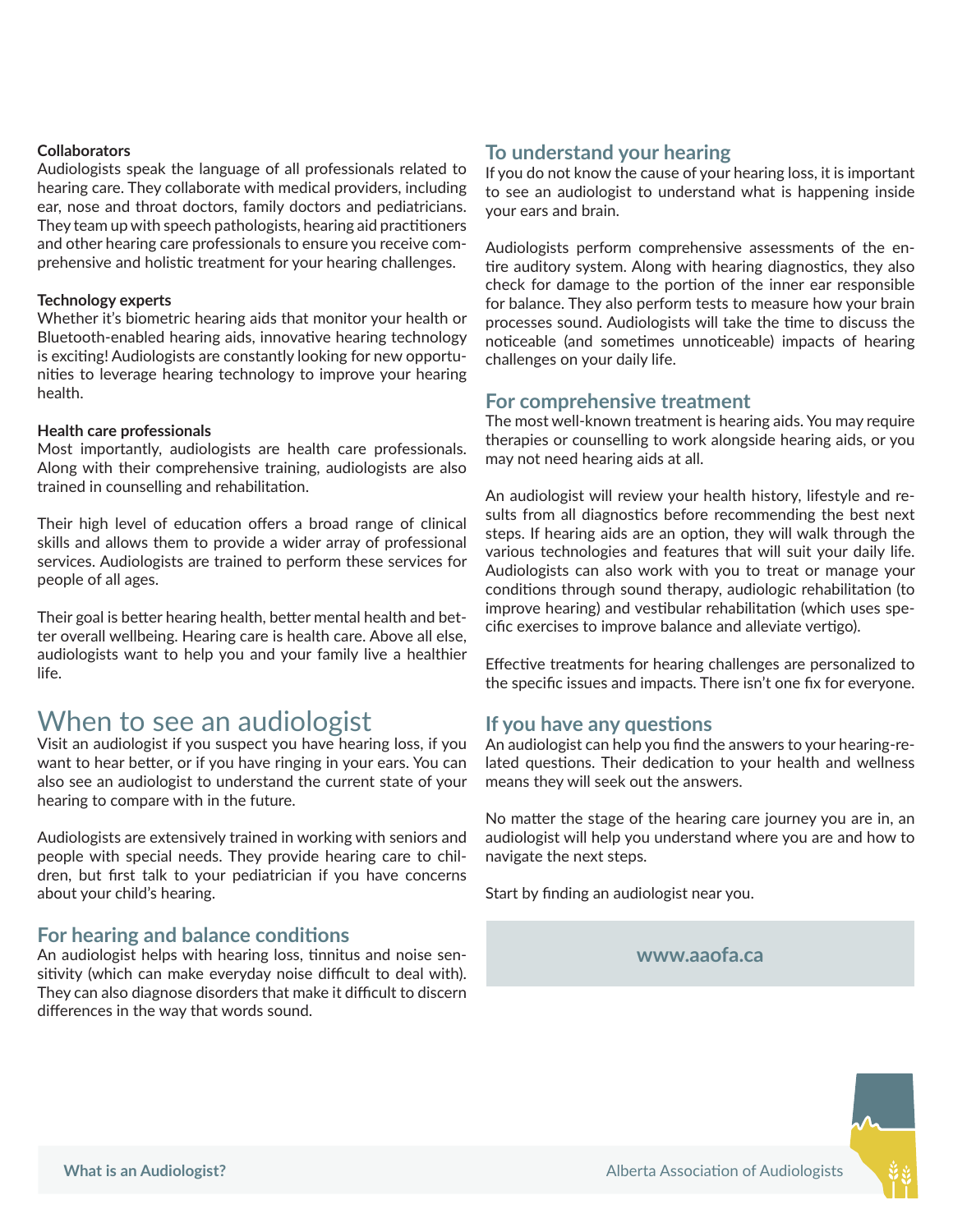**Collaborators**

Audiologists speak the language of all professionals related to hearing care. They collaborate with medical providers, including ear, nose and throat doctors, family doctors and pediatricians. They team up with speech pathologists, hearing aid practitioners and other hearing care professionals to ensure you receive comprehensive and holistic treatment for your hearing challenges.

**Technology experts**

Whether it's biometric hearing aids that monitor your health or Bluetooth-enabled hearing aids, innovative hearing technology is exciting! Audiologists are constantly looking for new opportunities to leverage hearing technology to improve your hearing health.

**Health care professionals**

Most importantly, audiologists are health care professionals. Along with their comprehensive training, audiologists are also trained in counselling and rehabilitation.

Their high level of education offers a broad range of clinical skills and allows them to provide a wider array of professional services. Audiologists are trained to perform these services for people of all ages.

Their goal is better hearing health, better mental health and better overall wellbeing. Hearing care is health care. Above all else, audiologists want to help you and your family live a healthier life.

# When to see an audiologist

Visit an audiologist if you suspect you have hearing loss, if you want to hear better, or if you have ringing in your ears. You can also see an audiologist to understand the current state of your hearing to compare with in the future.

Audiologists are extensively trained in working with seniors and people with special needs. They provide hearing care to children, but first talk to your pediatrician if you have concerns about your child's hearing.

## For hearing and balance conditions

An audiologist helps with hearing loss, tinnitus and noise sensitivity (which can make everyday noise difficult to deal with). They can also diagnose disorders that make it difficult to discern differences in the way that words sound.

## To understand your hearing

If you do not know the cause of your hearing loss, it is important to see an audiologist to understand what is happening inside your ears and brain.

Audiologists perform comprehensive assessments of the entire auditory system. Along with hearing diagnostics, they also check for damage to the portion of the inner ear responsible for balance. They also perform tests to measure how your brain processes sound. Audiologists will take the time to discuss the noticeable (and sometimes unnoticeable) impacts of hearing challenges on your daily life.

## For comprehensive treatment

The most well-known treatment is hearing aids. You may require therapies or counselling to work alongside hearing aids, or you may not need hearing aids at all.

An audiologist will review your health history, lifestyle and results from all diagnostics before recommending the best next steps. If hearing aids are an option, they will walk through the various technologies and features that will suit your daily life. Audiologists can also work with you to treat or manage your conditions through sound therapy, audiologic rehabilitation (to improve hearing) and vestibular rehabilitation (which uses specific exercises to improve balance and alleviate vertigo).

Effective treatments for hearing challenges are personalized to the specific issues and impacts. There isn't one fix for everyone.

## If you have any questions

An audiologist can help you find the answers to your hearing-related questions. Their dedication to your health and wellness means they will seek out the answers.

No matter the stage of the hearing care journey you are in, an audiologist will help you understand where you are and how to navigate the next steps.

Start by finding an audiologist near you.

**www.aaofa.ca**